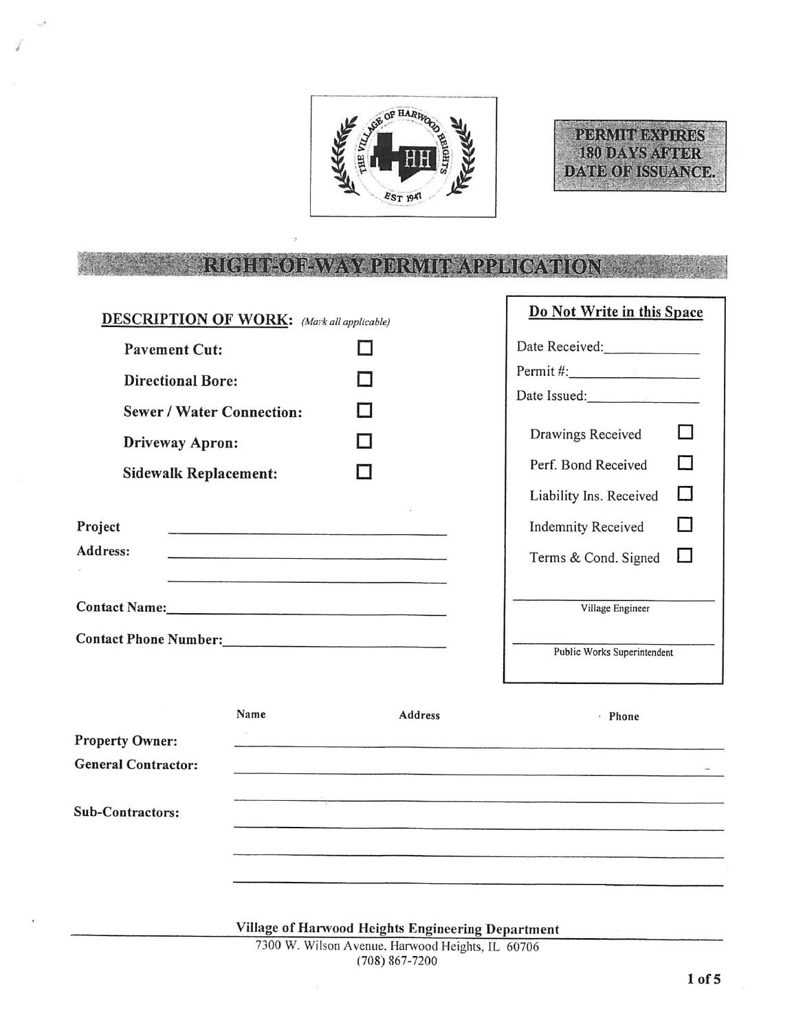**PERMIT EXPIRES 180 DAYS AFTER DATE OF ISSUANCE.**

# RIGHT-OF-WAY PERMIT APPLICATION

**DESCRIPTION OF WORK:** *(Mark all applicable)*

- **Pavement Cut:** ☐
- **Directional Bore:** ☐
- **Sewer / Water Connection:** ☐
- **Driveway Apron:** ☐
- **Sidewalk Replacement:** ☐

**Project Address:** ______________________________

______________________________

______________________________

**Contact Name:** ______________________________

**Contact Phone Number:** ______________________________

**Do Not Write in this Space**

Date Received: ______________

Permit #: ______________

Date Issued: ______________

- Drawings Received ☐
- Perf. Bond Received ☐
- Liability Ins. Received ☐
- Indemnity Received ☐
- Terms & Cond. Signed ☐

______________________________
Village Engineer

______________________________
Public Works Superintendent

| | Name | Address | Phone |
|---|---|---|---|
| **Property Owner:** | | | |
| **General Contractor:** | | | |
| | | | |
| **Sub-Contractors:** | | | |
| | | | |
| | | | |
| | | | |

**Village of Harwood Heights Engineering Department**
7300 W. Wilson Avenue, Harwood Heights, IL 60706
(708) 867-7200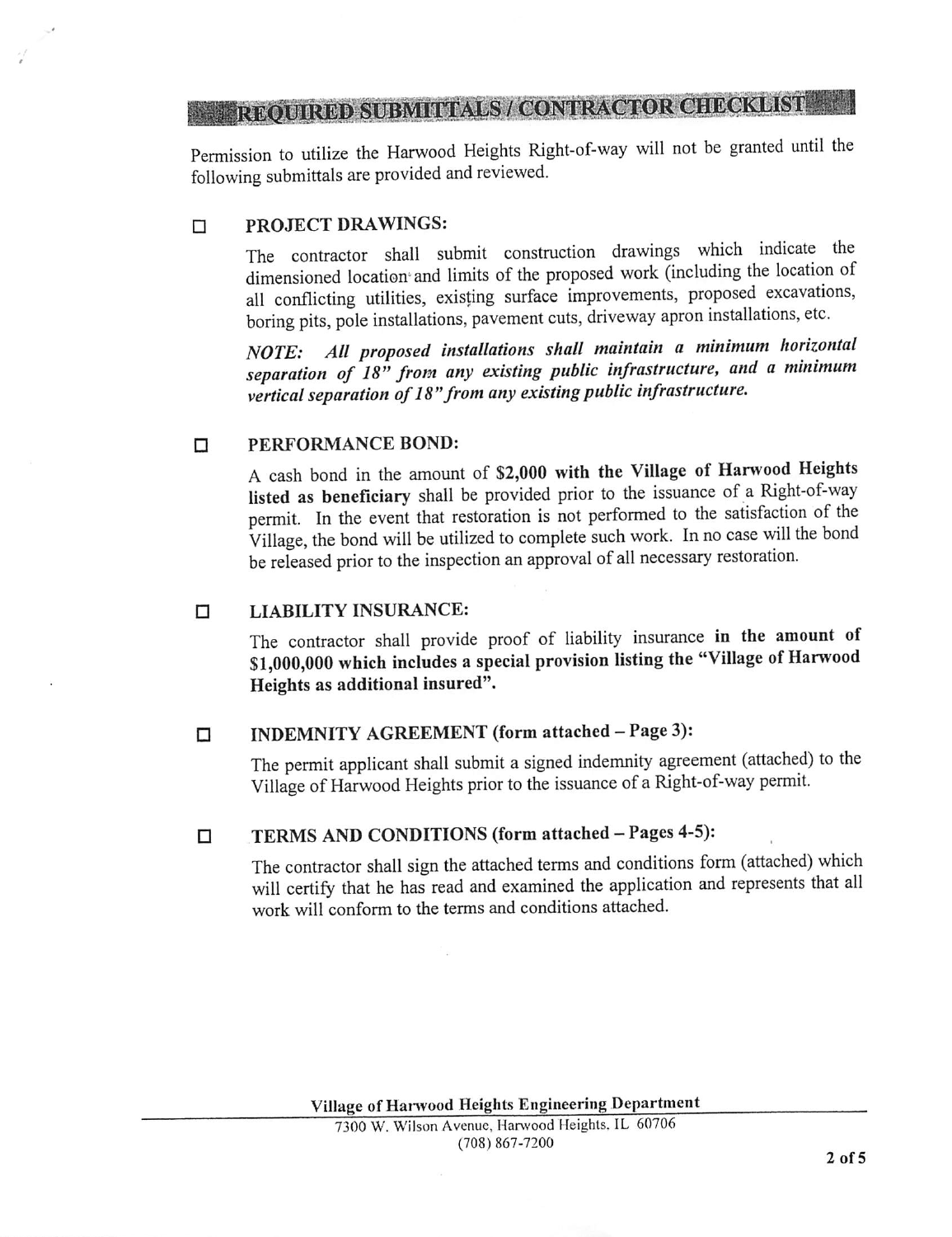## REQUIRED SUBMITTALS / CONTRACTOR CHECKLIST

Permission to utilize the Harwood Heights Right-of-way will not be granted until the following submittals are provided and reviewed.

☐ **PROJECT DRAWINGS:**

The contractor shall submit construction drawings which indicate the dimensioned location and limits of the proposed work (including the location of all conflicting utilities, existing surface improvements, proposed excavations, boring pits, pole installations, pavement cuts, driveway apron installations, etc.

***NOTE: All proposed installations shall maintain a minimum horizontal separation of 18" from any existing public infrastructure, and a minimum vertical separation of 18" from any existing public infrastructure.***

☐ **PERFORMANCE BOND:**

A cash bond in the amount of **$2,000 with the Village of Harwood Heights listed as beneficiary** shall be provided prior to the issuance of a Right-of-way permit. In the event that restoration is not performed to the satisfaction of the Village, the bond will be utilized to complete such work. In no case will the bond be released prior to the inspection an approval of all necessary restoration.

☐ **LIABILITY INSURANCE:**

The contractor shall provide proof of liability insurance **in the amount of $1,000,000 which includes a special provision listing the "Village of Harwood Heights as additional insured".**

☐ **INDEMNITY AGREEMENT (form attached – Page 3):**

The permit applicant shall submit a signed indemnity agreement (attached) to the Village of Harwood Heights prior to the issuance of a Right-of-way permit.

☐ **TERMS AND CONDITIONS (form attached – Pages 4-5):**

The contractor shall sign the attached terms and conditions form (attached) which will certify that he has read and examined the application and represents that all work will conform to the terms and conditions attached.

**Village of Harwood Heights Engineering Department**
7300 W. Wilson Avenue, Harwood Heights, IL 60706
(708) 867-7200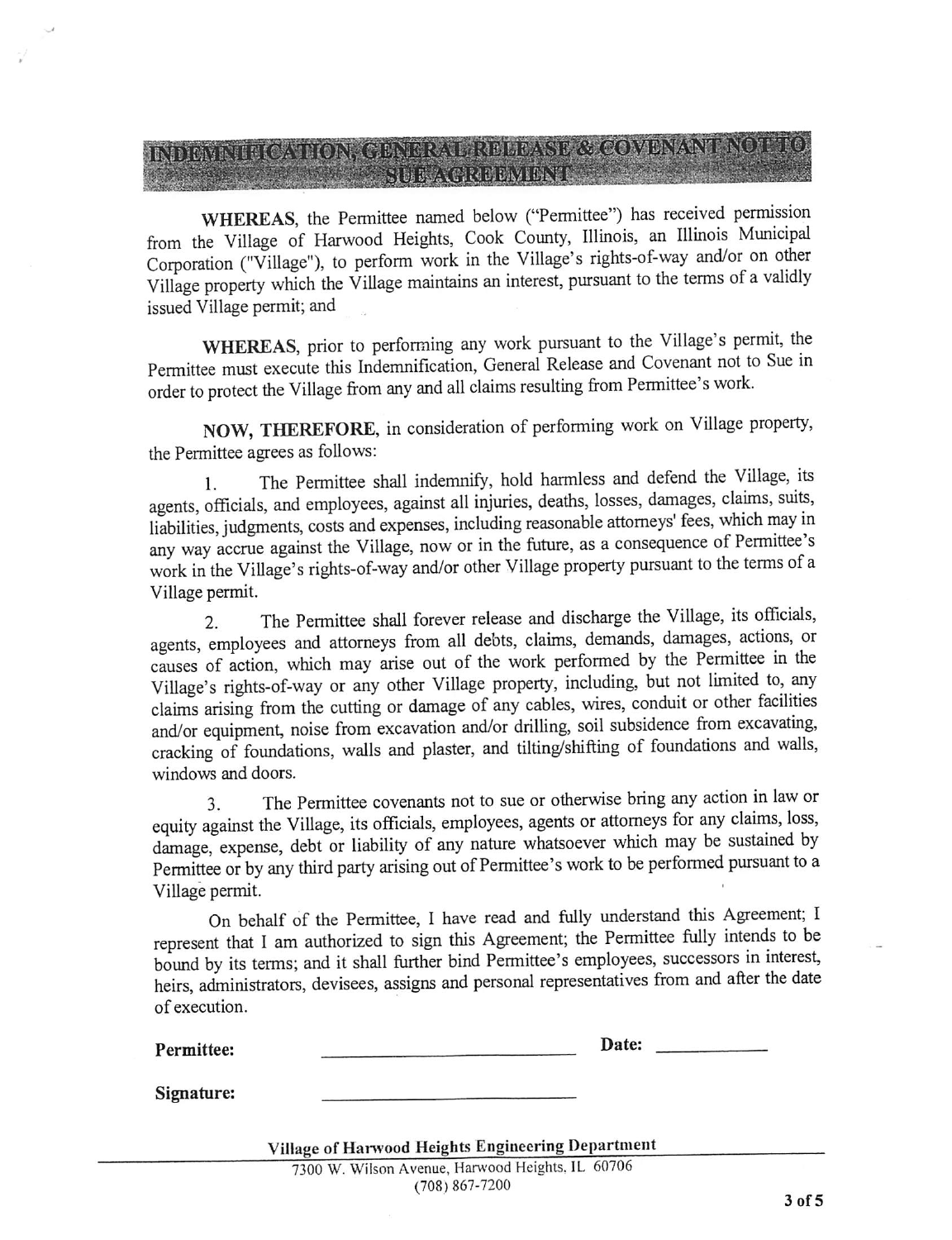# INDEMNIFICATION, GENERAL RELEASE & COVENANT NOT TO SUE AGREEMENT

**WHEREAS**, the Permittee named below ("Permittee") has received permission from the Village of Harwood Heights, Cook County, Illinois, an Illinois Municipal Corporation ("Village"), to perform work in the Village's rights-of-way and/or on other Village property which the Village maintains an interest, pursuant to the terms of a validly issued Village permit; and

**WHEREAS**, prior to performing any work pursuant to the Village's permit, the Permittee must execute this Indemnification, General Release and Covenant not to Sue in order to protect the Village from any and all claims resulting from Permittee's work.

**NOW, THEREFORE**, in consideration of performing work on Village property, the Permittee agrees as follows:

1. The Permittee shall indemnify, hold harmless and defend the Village, its agents, officials, and employees, against all injuries, deaths, losses, damages, claims, suits, liabilities, judgments, costs and expenses, including reasonable attorneys' fees, which may in any way accrue against the Village, now or in the future, as a consequence of Permittee's work in the Village's rights-of-way and/or other Village property pursuant to the terms of a Village permit.

2. The Permittee shall forever release and discharge the Village, its officials, agents, employees and attorneys from all debts, claims, demands, damages, actions, or causes of action, which may arise out of the work performed by the Permittee in the Village's rights-of-way or any other Village property, including, but not limited to, any claims arising from the cutting or damage of any cables, wires, conduit or other facilities and/or equipment, noise from excavation and/or drilling, soil subsidence from excavating, cracking of foundations, walls and plaster, and tilting/shifting of foundations and walls, windows and doors.

3. The Permittee covenants not to sue or otherwise bring any action in law or equity against the Village, its officials, employees, agents or attorneys for any claims, loss, damage, expense, debt or liability of any nature whatsoever which may be sustained by Permittee or by any third party arising out of Permittee's work to be performed pursuant to a Village permit.

On behalf of the Permittee, I have read and fully understand this Agreement; I represent that I am authorized to sign this Agreement; the Permittee fully intends to be bound by its terms; and it shall further bind Permittee's employees, successors in interest, heirs, administrators, devisees, assigns and personal representatives from and after the date of execution.

**Permittee:** ____________________________ **Date:** ____________

**Signature:** ____________________________

**Village of Harwood Heights Engineering Department**

7300 W. Wilson Avenue, Harwood Heights, IL 60706

(708) 867-7200